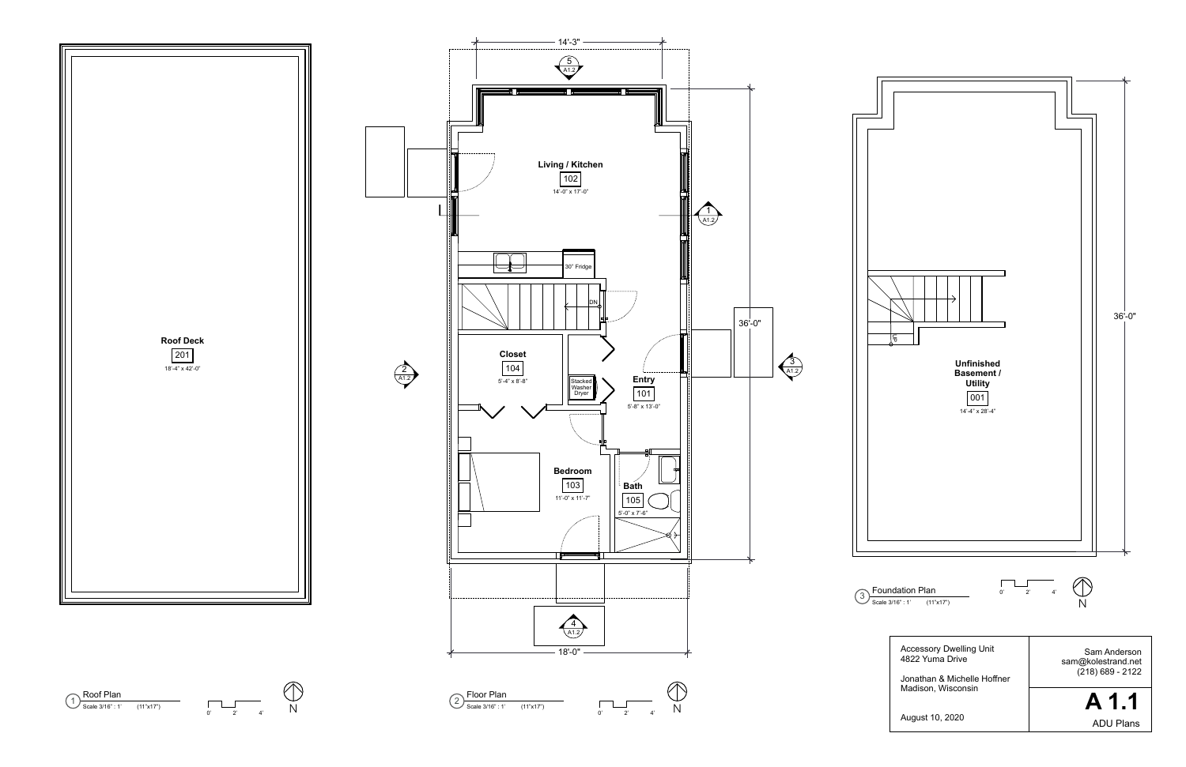Roof Deck
201
18'-4" x 42'-0"

1 Roof Plan
Scale 3/16" : 1' (11"x17")

0' 2' 4'

N

14'-3"

5
A1.2

Living / Kitchen
102
14'-0" x 17'-0"

1
A1.2

30" Fridge

DN

Closet
104
5'-4" x 8'-8"

Stacked Washer Dryer

Entry
101
5'-8" x 13'-0"

2
A1.2

36'-0"

3
A1.2

Bedroom
103
11'-0" x 11'-7"

Bath
105
5'-0" x 7'-6"

4
A1.2

18'-0"

2 Floor Plan
Scale 3/16" : 1' (11"x17")

0' 2' 4'

N

Unfinished Basement / Utility
001
14'-4" x 28'-4"

36'-0"

UP

3 Foundation Plan
Scale 3/16" : 1' (11"x17")

0' 2' 4'

N

| | |
|---|---|
| Accessory Dwelling Unit<br>4822 Yuma Drive<br><br>Jonathan & Michelle Hoffner<br>Madison, Wisconsin<br><br>August 10, 2020 | Sam Anderson<br>sam@kolestrand.net<br>(218) 689 - 2122<br><br>**A 1.1**<br>ADU Plans |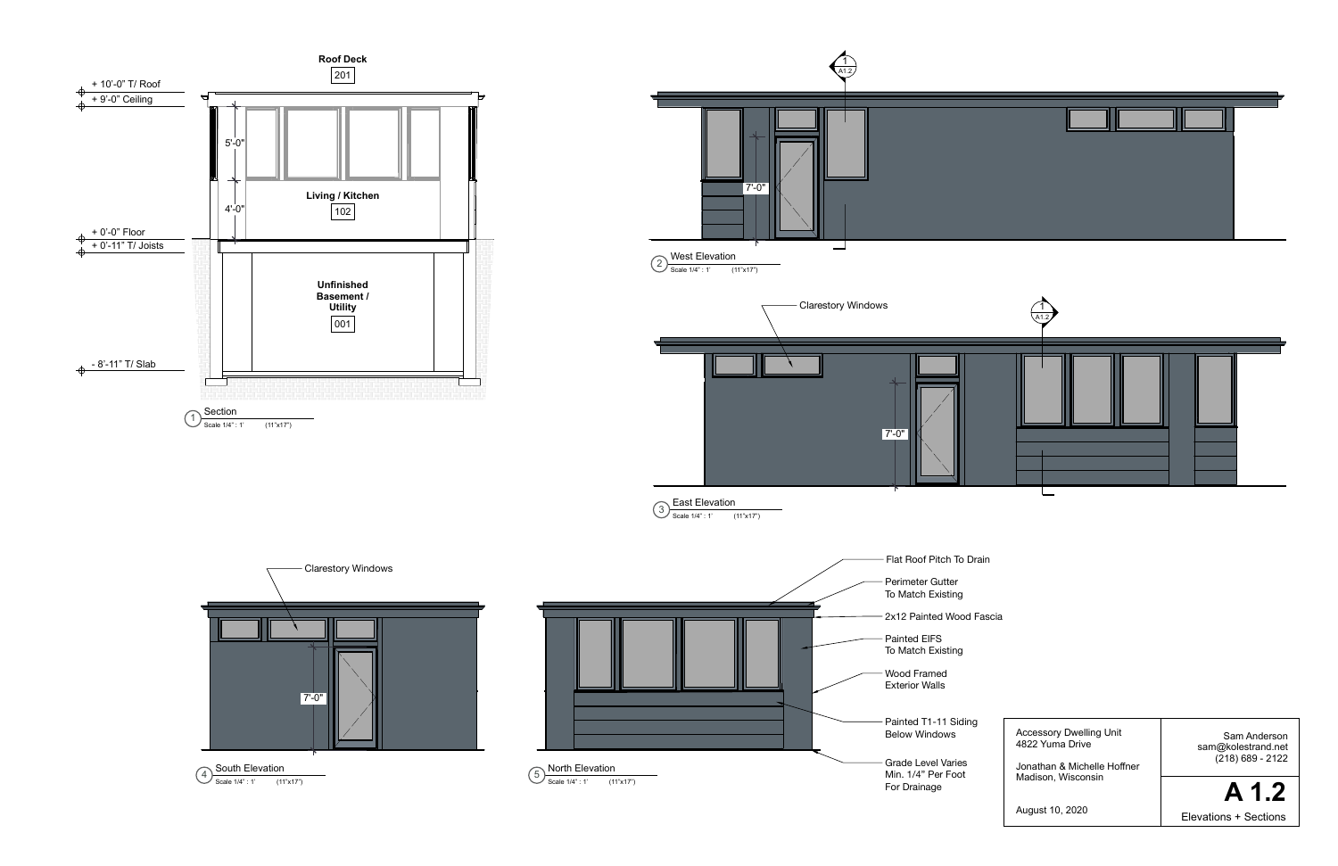Roof Deck
201

+ 10'-0" T/ Roof
+ 9'-0" Ceiling

5'-0"
4'-0"

Living / Kitchen
102

+ 0'-0" Floor
+ 0'-11" T/ Joists

Unfinished Basement / Utility
001

- 8'-11" T/ Slab

1 Section
Scale 1/4" : 1' (11"x17")

1 / A1.2

7'-0"

2 West Elevation
Scale 1/4" : 1' (11"x17")

Clarestory Windows

1 / A1.2

7'-0"

3 East Elevation
Scale 1/4" : 1' (11"x17")

Clarestory Windows

7'-0"

4 South Elevation
Scale 1/4" : 1' (11"x17")

5 North Elevation
Scale 1/4" : 1' (11"x17")

Flat Roof Pitch To Drain

Perimeter Gutter
To Match Existing

2x12 Painted Wood Fascia

Painted EIFS
To Match Existing

Wood Framed
Exterior Walls

Painted T1-11 Siding
Below Windows

Grade Level Varies
Min. 1/4" Per Foot
For Drainage

| | |
|---|---|
| Accessory Dwelling Unit<br>4822 Yuma Drive<br><br>Jonathan & Michelle Hoffner<br>Madison, Wisconsin<br><br>August 10, 2020 | Sam Anderson<br>sam@kolestrand.net<br>(218) 689 - 2122<br><br>**A 1.2**<br>Elevations + Sections |